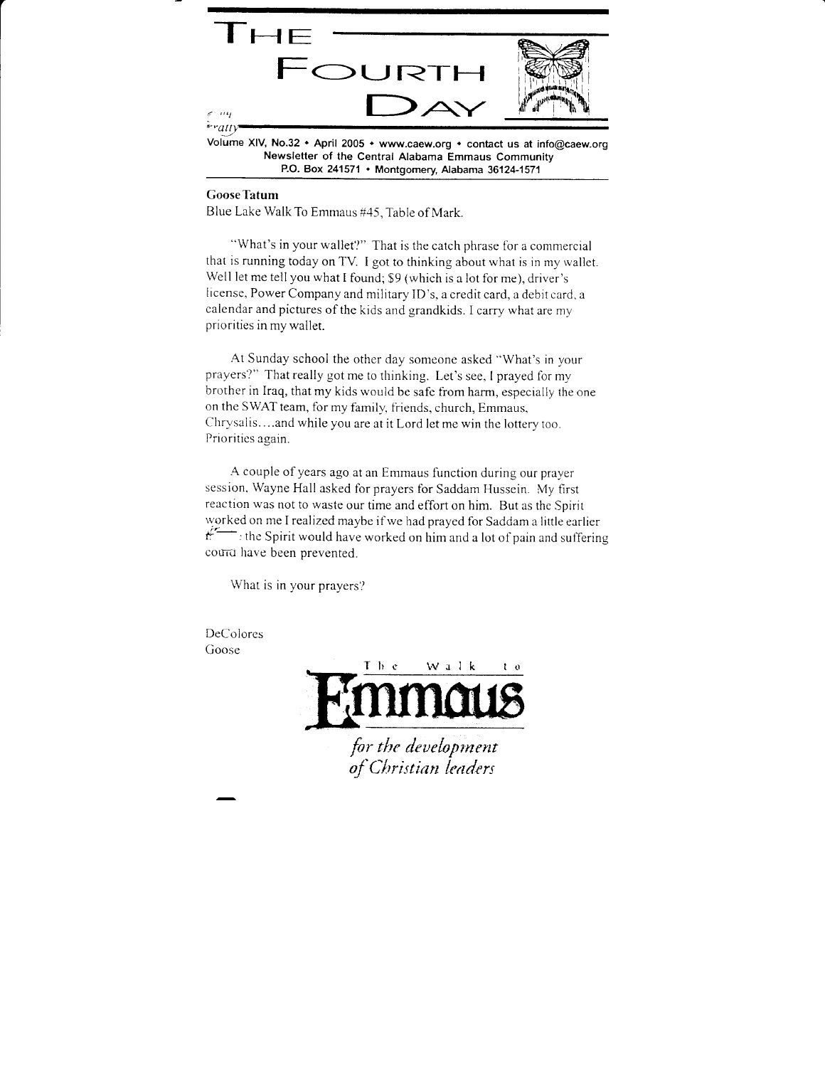# THE FOURTH DAY

Volume XIV, No.32 • April 2005 • www.caew.org • contact us at info@caew.org
Newsletter of the Central Alabama Emmaus Community
P.O. Box 241571 • Montgomery, Alabama 36124-1571

**Goose Tatum**
Blue Lake Walk To Emmaus #45, Table of Mark.

"What's in your wallet?" That is the catch phrase for a commercial that is running today on TV. I got to thinking about what is in my wallet. Well let me tell you what I found; $9 (which is a lot for me), driver's license, Power Company and military ID's, a credit card, a debit card, a calendar and pictures of the kids and grandkids. I carry what are my priorities in my wallet.

At Sunday school the other day someone asked "What's in your prayers?" That really got me to thinking. Let's see, I prayed for my brother in Iraq, that my kids would be safe from harm, especially the one on the SWAT team, for my family, friends, church, Emmaus, Chrysalis....and while you are at it Lord let me win the lottery too. Priorities again.

A couple of years ago at an Emmaus function during our prayer session, Wayne Hall asked for prayers for Saddam Hussein. My first reaction was not to waste our time and effort on him. But as the Spirit worked on me I realized maybe if we had prayed for Saddam a little earlier the Spirit would have worked on him and a lot of pain and suffering could have been prevented.

What is in your prayers?

DeColores
Goose

The Walk to Emmaus

*for the development of Christian leaders*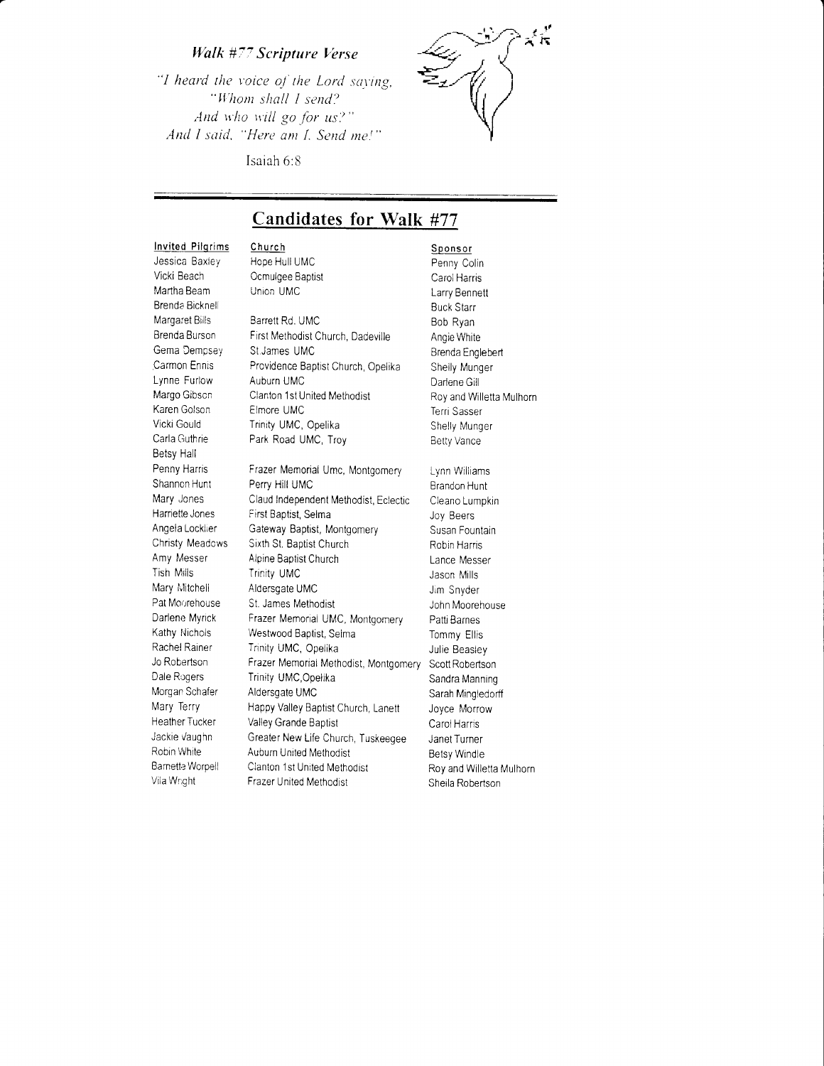*Walk #77 Scripture Verse*

*"I heard the voice of the Lord saying,*
*"Whom shall I send?*
*And who will go for us?"*
*And I said, "Here am I. Send me!"*

Isaiah 6:8

## Candidates for Walk #77

| Invited Pilgrims | Church | Sponsor |
|---|---|---|
| Jessica Baxley | Hope Hull UMC | Penny Colin |
| Vicki Beach | Ocmulgee Baptist | Carol Harris |
| Martha Beam | Union UMC | Larry Bennett |
| Brenda Bicknell | | Buck Starr |
| Margaret Bills | Barrett Rd. UMC | Bob Ryan |
| Brenda Burson | First Methodist Church, Dadeville | Angie White |
| Gema Dempsey | St James UMC | Brenda Englebert |
| Carmon Ennis | Providence Baptist Church, Opelika | Shelly Munger |
| Lynne Furlow | Auburn UMC | Darlene Gill |
| Margo Gibson | Clanton 1st United Methodist | Roy and Willetta Mulhorn |
| Karen Golson | Elmore UMC | Terri Sasser |
| Vicki Gould | Trinity UMC, Opelika | Shelly Munger |
| Carla Guthrie | Park Road UMC, Troy | Betty Vance |
| Betsy Hall | | |
| Penny Harris | Frazer Memorial Umc, Montgomery | Lynn Williams |
| Shannon Hunt | Perry Hill UMC | Brandon Hunt |
| Mary Jones | Claud Independent Methodist, Eclectic | Cleano Lumpkin |
| Harriette Jones | First Baptist, Selma | Joy Beers |
| Angela Locklier | Gateway Baptist, Montgomery | Susan Fountain |
| Christy Meadows | Sixth St. Baptist Church | Robin Harris |
| Amy Messer | Alpine Baptist Church | Lance Messer |
| Tish Mills | Trinity UMC | Jason Mills |
| Mary Mitchell | Aldersgate UMC | Jim Snyder |
| Pat Moorehouse | St. James Methodist | John Moorehouse |
| Darlene Myrick | Frazer Memorial UMC, Montgomery | Patti Barnes |
| Kathy Nichols | Westwood Baptist, Selma | Tommy Ellis |
| Rachel Rainer | Trinity UMC, Opelika | Julie Beasley |
| Jo Robertson | Frazer Memorial Methodist, Montgomery | Scott Robertson |
| Dale Rogers | Trinity UMC,Opelika | Sandra Manning |
| Morgan Schafer | Aldersgate UMC | Sarah Mingledorff |
| Mary Terry | Happy Valley Baptist Church, Lanett | Joyce Morrow |
| Heather Tucker | Valley Grande Baptist | Carol Harris |
| Jackie Vaughn | Greater New Life Church, Tuskeegee | Janet Turner |
| Robin White | Auburn United Methodist | Betsy Windle |
| Barnetta Worpell | Clanton 1st United Methodist | Roy and Willetta Mulhorn |
| Vila Wright | Frazer United Methodist | Sheila Robertson |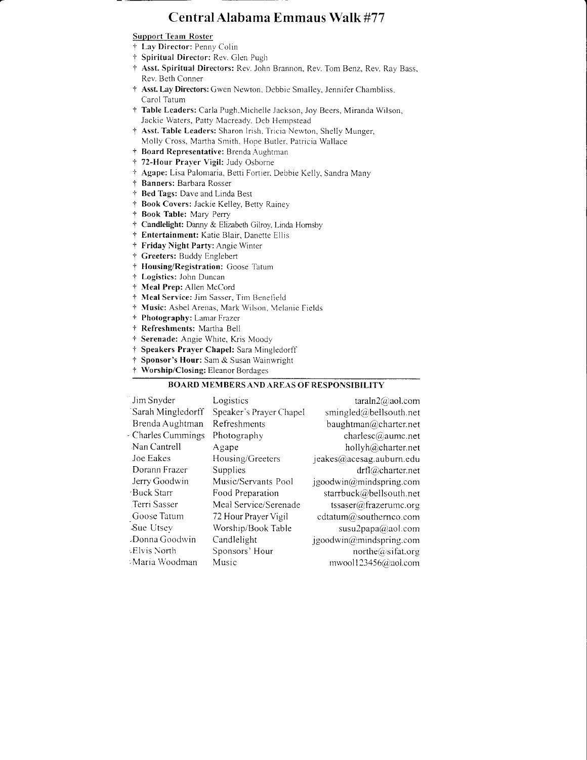# Central Alabama Emmaus Walk #77

Support Team Roster

- † **Lay Director:** Penny Colin
- † **Spiritual Director:** Rev. Glen Pugh
- † **Asst. Spiritual Directors:** Rev. John Brannon, Rev. Tom Benz, Rev. Ray Bass, Rev. Beth Conner
- † **Asst. Lay Directors:** Gwen Newton, Debbie Smalley, Jennifer Chambliss, Carol Tatum
- † **Table Leaders:** Carla Pugh,Michelle Jackson, Joy Beers, Miranda Wilson, Jackie Waters, Patty Macready, Deb Hempstead
- † **Asst. Table Leaders:** Sharon Irish, Tricia Newton, Shelly Munger, Molly Cross, Martha Smith, Hope Butler, Patricia Wallace
- † **Board Representative:** Brenda Aughtman
- † **72-Hour Prayer Vigil:** Judy Osborne
- † **Agape:** Lisa Palomaria, Betti Fortier, Debbie Kelly, Sandra Many
- † **Banners:** Barbara Rosser
- † **Bed Tags:** Dave and Linda Best
- † **Book Covers:** Jackie Kelley, Betty Rainey
- † **Book Table:** Mary Perry
- † **Candlelight:** Danny & Elizabeth Gilroy, Linda Hornsby
- † **Entertainment:** Katie Blair, Danette Ellis
- † **Friday Night Party:** Angie Winter
- † **Greeters:** Buddy Englebert
- † **Housing/Registration:** Goose Tatum
- † **Logistics:** John Duncan
- † **Meal Prep:** Allen McCord
- † **Meal Service:** Jim Sasser, Tim Benefield
- † **Music:** Asbel Arenas, Mark Wilson, Melanie Fields
- † **Photography:** Lamar Frazer
- † **Refreshments:** Martha Bell
- † **Serenade:** Angie White, Kris Moody
- † **Speakers Prayer Chapel:** Sara Mingledorff
- † **Sponsor's Hour:** Sam & Susan Wainwright
- † **Worship/Closing:** Eleanor Bordages

## BOARD MEMBERS AND AREAS OF RESPONSIBILITY

| | | |
|---|---|---|
| Jim Snyder | Logistics | taraln2@aol.com |
| Sarah Mingledorff | Speaker's Prayer Chapel | smingled@bellsouth.net |
| Brenda Aughtman | Refreshments | baughtman@charter.net |
| Charles Cummings | Photography | charlesc@aumc.net |
| Nan Cantrell | Agape | hollyh@charter.net |
| Joe Eakes | Housing/Greeters | jeakes@acesag.auburn.edu |
| Dorann Frazer | Supplies | drfl@charter.net |
| Jerry Goodwin | Music/Servants Pool | jgoodwin@mindspring.com |
| Buck Starr | Food Preparation | starrbuck@bellsouth.net |
| Terri Sasser | Meal Service/Serenade | tssaser@frazerumc.org |
| Goose Tatum | 72 Hour Prayer Vigil | cdtatum@southernco.com |
| Sue Utsey | Worship/Book Table | susu2papa@aol.com |
| Donna Goodwin | Candlelight | jgoodwin@mindspring.com |
| Elvis North | Sponsors' Hour | northe@sifat.org |
| Maria Woodman | Music | mwool123456@aol.com |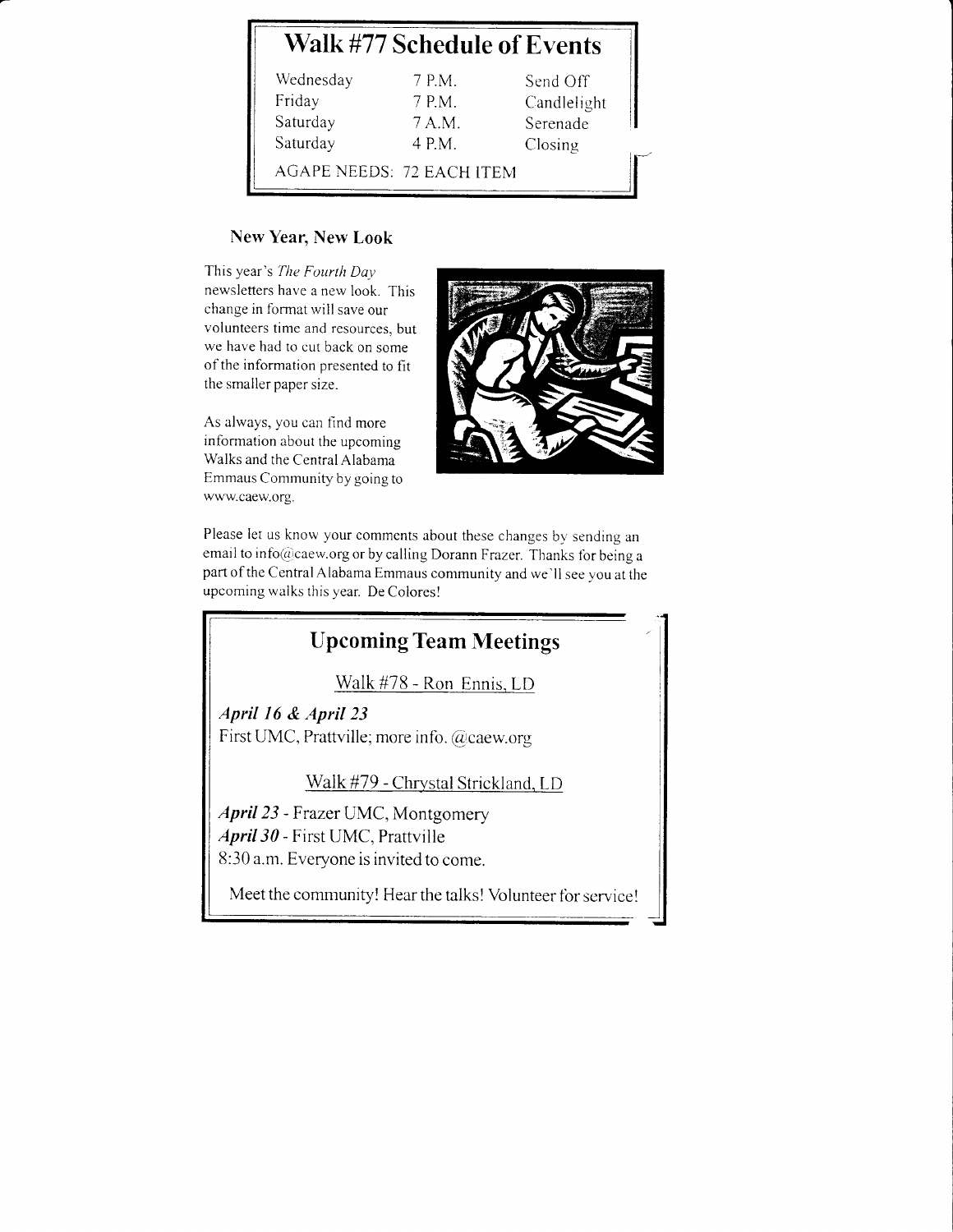## Walk #77 Schedule of Events

| Wednesday | 7 P.M. | Send Off |
|---|---|---|
| Friday | 7 P.M. | Candlelight |
| Saturday | 7 A.M. | Serenade |
| Saturday | 4 P.M. | Closing |

AGAPE NEEDS: 72 EACH ITEM

### New Year, New Look

This year's *The Fourth Day* newsletters have a new look. This change in format will save our volunteers time and resources, but we have had to cut back on some of the information presented to fit the smaller paper size.

As always, you can find more information about the upcoming Walks and the Central Alabama Emmaus Community by going to www.caew.org.

Please let us know your comments about these changes by sending an email to info@caew.org or by calling Dorann Frazer. Thanks for being a part of the Central Alabama Emmaus community and we'll see you at the upcoming walks this year. De Colores!

## Upcoming Team Meetings

Walk #78 - Ron Ennis, LD

***April 16 & April 23***
First UMC, Prattville; more info. @caew.org

Walk #79 - Chrystal Strickland, LD

***April 23*** - Frazer UMC, Montgomery
***April 30*** - First UMC, Prattville
8:30 a.m. Everyone is invited to come.

Meet the community! Hear the talks! Volunteer for service!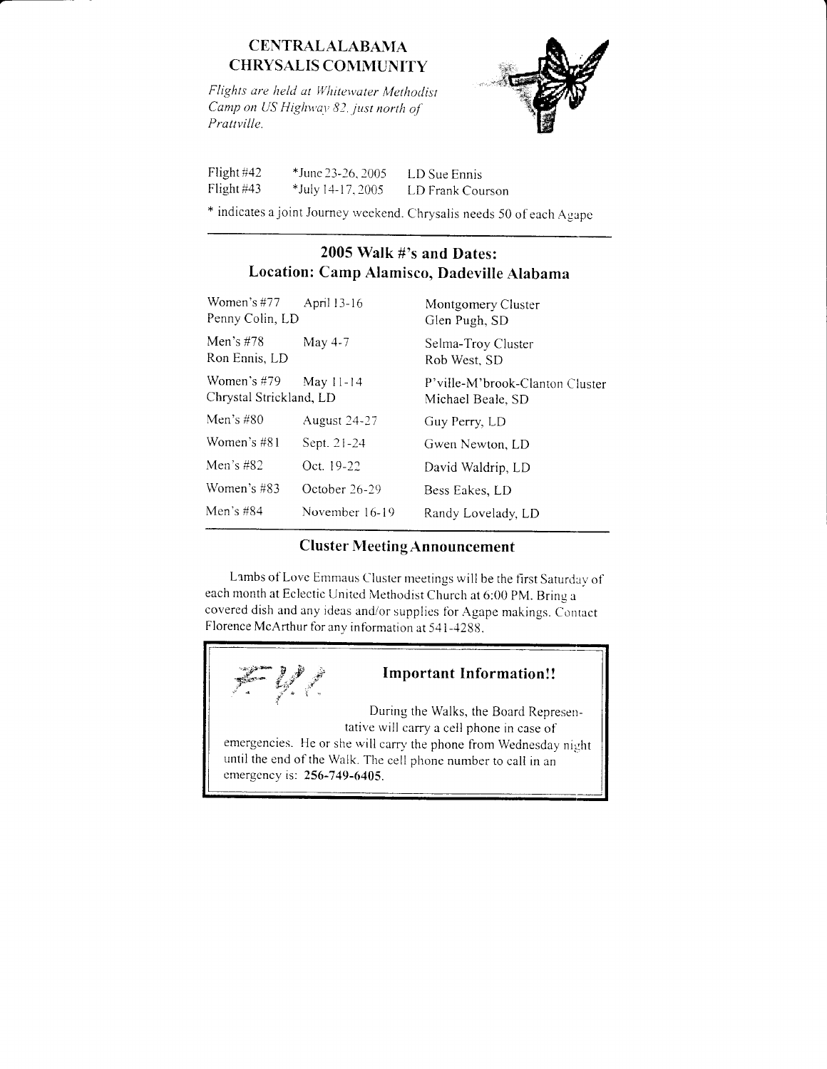## CENTRAL ALABAMA CHRYSALIS COMMUNITY

*Flights are held at Whitewater Methodist Camp on US Highway 82, just north of Prattville.*

| | | |
|---|---|---|
| Flight #42 | *June 23-26, 2005 | LD Sue Ennis |
| Flight #43 | *July 14-17, 2005 | LD Frank Courson |

\* indicates a joint Journey weekend. Chrysalis needs 50 of each Agape

## 2005 Walk #'s and Dates:
## Location: Camp Alamisco, Dadeville Alabama

| | | |
|---|---|---|
| Women's #77 Penny Colin, LD | April 13-16 | Montgomery Cluster Glen Pugh, SD |
| Men's #78 Ron Ennis, LD | May 4-7 | Selma-Troy Cluster Rob West, SD |
| Women's #79 Chrystal Strickland, LD | May 11-14 | P'ville-M'brook-Clanton Cluster Michael Beale, SD |
| Men's #80 | August 24-27 | Guy Perry, LD |
| Women's #81 | Sept. 21-24 | Gwen Newton, LD |
| Men's #82 | Oct. 19-22 | David Waldrip, LD |
| Women's #83 | October 26-29 | Bess Eakes, LD |
| Men's #84 | November 16-19 | Randy Lovelady, LD |

### Cluster Meeting Announcement

Lambs of Love Emmaus Cluster meetings will be the first Saturday of each month at Eclectic United Methodist Church at 6:00 PM. Bring a covered dish and any ideas and/or supplies for Agape makings. Contact Florence McArthur for any information at 541-4288.

FYI

### Important Information!!

During the Walks, the Board Representative will carry a cell phone in case of emergencies. He or she will carry the phone from Wednesday night until the end of the Walk. The cell phone number to call in an emergency is: **256-749-6405**.